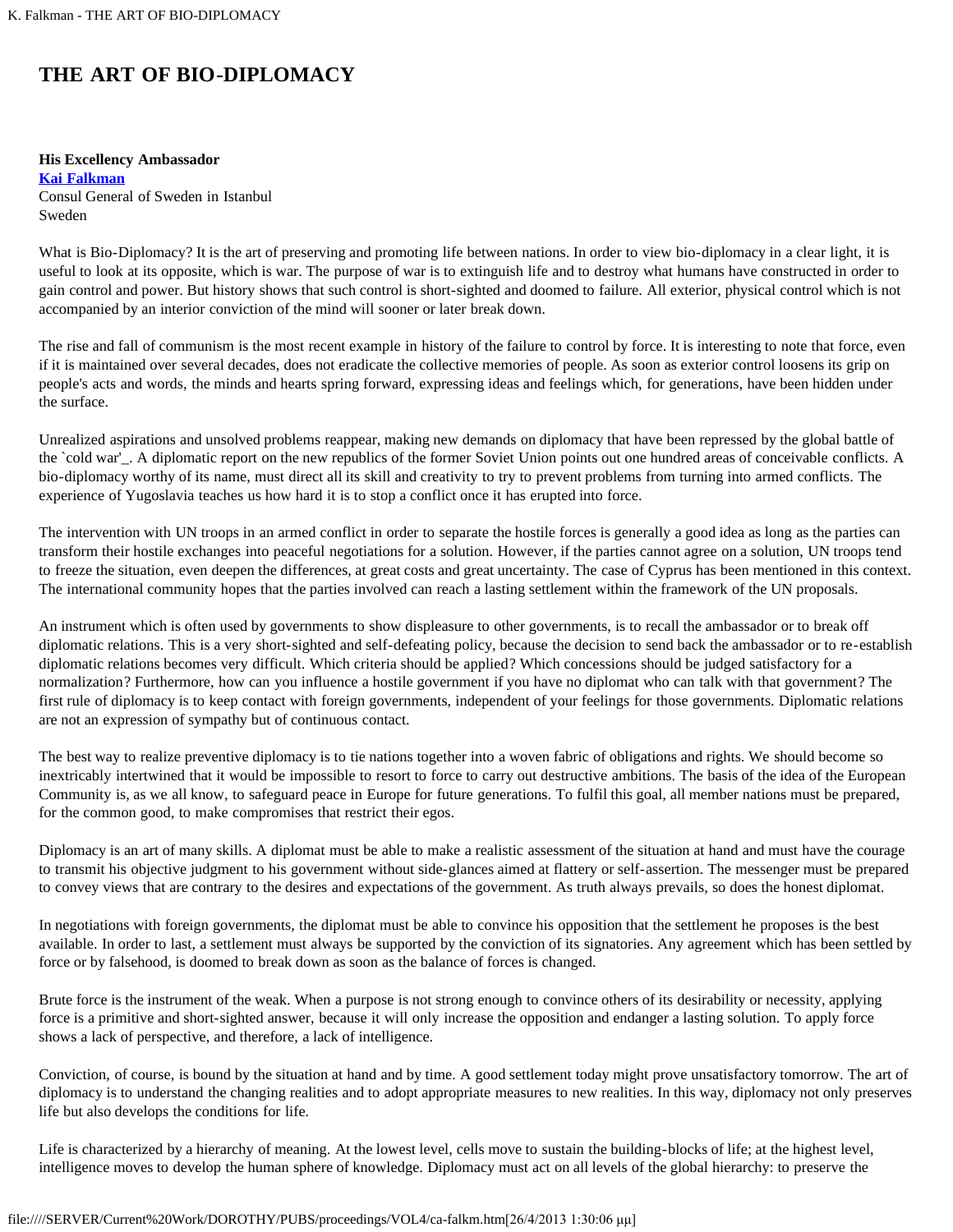# THE ART OF BIO-DIPLOMACY

**His Excellency Ambassador**
**Kai Falkman**
Consul General of Sweden in Istanbul
Sweden

What is Bio-Diplomacy? It is the art of preserving and promoting life between nations. In order to view bio-diplomacy in a clear light, it is useful to look at its opposite, which is war. The purpose of war is to extinguish life and to destroy what humans have constructed in order to gain control and power. But history shows that such control is short-sighted and doomed to failure. All exterior, physical control which is not accompanied by an interior conviction of the mind will sooner or later break down.

The rise and fall of communism is the most recent example in history of the failure to control by force. It is interesting to note that force, even if it is maintained over several decades, does not eradicate the collective memories of people. As soon as exterior control loosens its grip on people's acts and words, the minds and hearts spring forward, expressing ideas and feelings which, for generations, have been hidden under the surface.

Unrealized aspirations and unsolved problems reappear, making new demands on diplomacy that have been repressed by the global battle of the `cold war'_. A diplomatic report on the new republics of the former Soviet Union points out one hundred areas of conceivable conflicts. A bio-diplomacy worthy of its name, must direct all its skill and creativity to try to prevent problems from turning into armed conflicts. The experience of Yugoslavia teaches us how hard it is to stop a conflict once it has erupted into force.

The intervention with UN troops in an armed conflict in order to separate the hostile forces is generally a good idea as long as the parties can transform their hostile exchanges into peaceful negotiations for a solution. However, if the parties cannot agree on a solution, UN troops tend to freeze the situation, even deepen the differences, at great costs and great uncertainty. The case of Cyprus has been mentioned in this context. The international community hopes that the parties involved can reach a lasting settlement within the framework of the UN proposals.

An instrument which is often used by governments to show displeasure to other governments, is to recall the ambassador or to break off diplomatic relations. This is a very short-sighted and self-defeating policy, because the decision to send back the ambassador or to re-establish diplomatic relations becomes very difficult. Which criteria should be applied? Which concessions should be judged satisfactory for a normalization? Furthermore, how can you influence a hostile government if you have no diplomat who can talk with that government? The first rule of diplomacy is to keep contact with foreign governments, independent of your feelings for those governments. Diplomatic relations are not an expression of sympathy but of continuous contact.

The best way to realize preventive diplomacy is to tie nations together into a woven fabric of obligations and rights. We should become so inextricably intertwined that it would be impossible to resort to force to carry out destructive ambitions. The basis of the idea of the European Community is, as we all know, to safeguard peace in Europe for future generations. To fulfil this goal, all member nations must be prepared, for the common good, to make compromises that restrict their egos.

Diplomacy is an art of many skills. A diplomat must be able to make a realistic assessment of the situation at hand and must have the courage to transmit his objective judgment to his government without side-glances aimed at flattery or self-assertion. The messenger must be prepared to convey views that are contrary to the desires and expectations of the government. As truth always prevails, so does the honest diplomat.

In negotiations with foreign governments, the diplomat must be able to convince his opposition that the settlement he proposes is the best available. In order to last, a settlement must always be supported by the conviction of its signatories. Any agreement which has been settled by force or by falsehood, is doomed to break down as soon as the balance of forces is changed.

Brute force is the instrument of the weak. When a purpose is not strong enough to convince others of its desirability or necessity, applying force is a primitive and short-sighted answer, because it will only increase the opposition and endanger a lasting solution. To apply force shows a lack of perspective, and therefore, a lack of intelligence.

Conviction, of course, is bound by the situation at hand and by time. A good settlement today might prove unsatisfactory tomorrow. The art of diplomacy is to understand the changing realities and to adopt appropriate measures to new realities. In this way, diplomacy not only preserves life but also develops the conditions for life.

Life is characterized by a hierarchy of meaning. At the lowest level, cells move to sustain the building-blocks of life; at the highest level, intelligence moves to develop the human sphere of knowledge. Diplomacy must act on all levels of the global hierarchy: to preserve the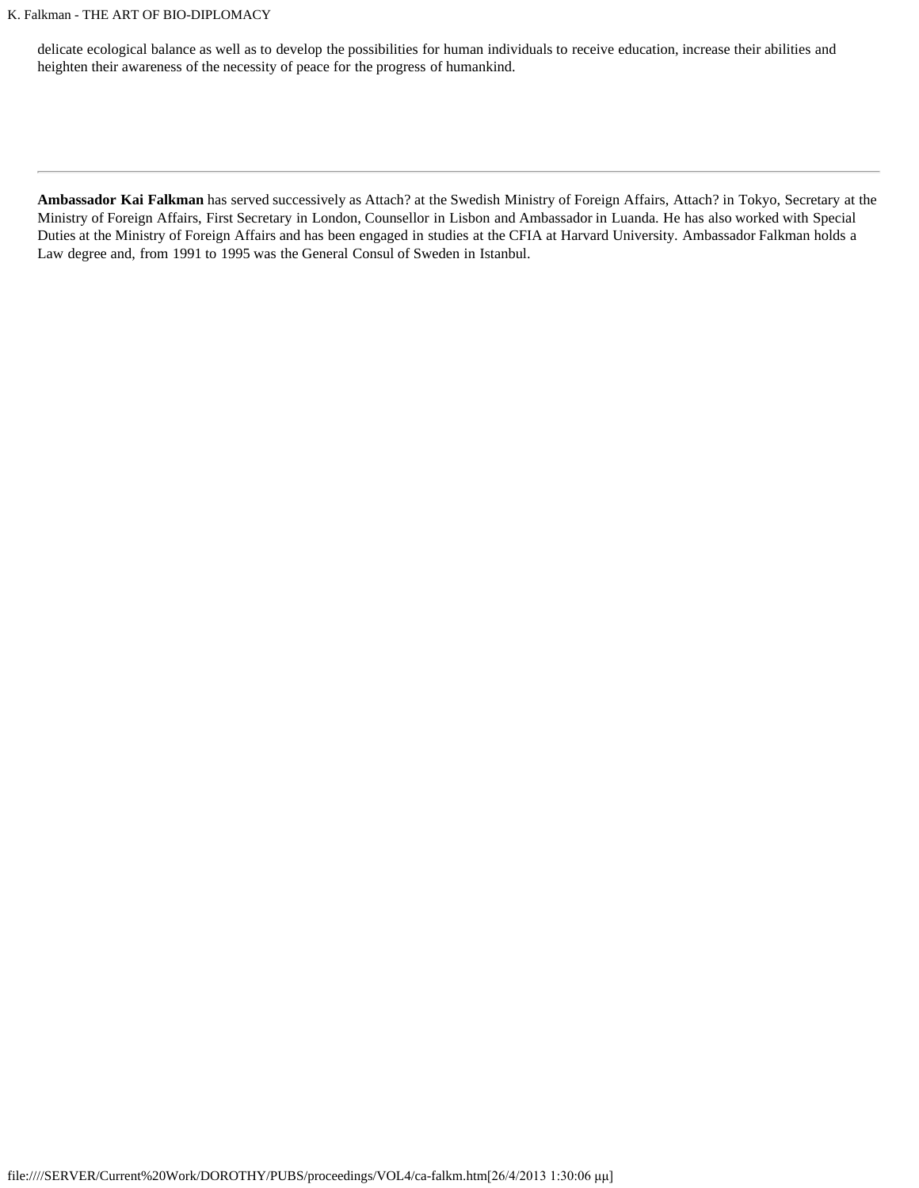delicate ecological balance as well as to develop the possibilities for human individuals to receive education, increase their abilities and heighten their awareness of the necessity of peace for the progress of humankind.

---

**Ambassador Kai Falkman** has served successively as Attach? at the Swedish Ministry of Foreign Affairs, Attach? in Tokyo, Secretary at the Ministry of Foreign Affairs, First Secretary in London, Counsellor in Lisbon and Ambassador in Luanda. He has also worked with Special Duties at the Ministry of Foreign Affairs and has been engaged in studies at the CFIA at Harvard University. Ambassador Falkman holds a Law degree and, from 1991 to 1995 was the General Consul of Sweden in Istanbul.